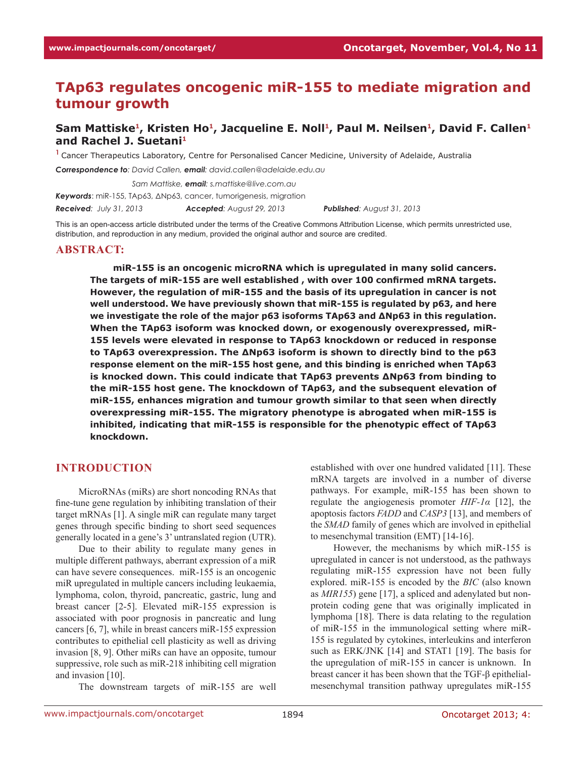# TAp63 regulates oncogenic miR-155 to mediate migration and tumour growth

**Sam Mattiske[1], Kristen Ho[1], Jacqueline E. Noll[1], Paul M. Neilsen[1], David F. Callen[1] and Rachel J. Suetani[1]**

[1] Cancer Therapeutics Laboratory, Centre for Personalised Cancer Medicine, University of Adelaide, Australia

***Correspondence to**: David Callen, **email**: david.callen@adelaide.edu.au*

*Sam Mattiske, **email**: s.mattiske@live.com.au*

***Keywords***: miR-155, TAp63, ΔNp63, cancer, tumorigenesis, migration

***Received**: July 31, 2013* ***Accepted**: August 29, 2013* ***Published**: August 31, 2013*

This is an open-access article distributed under the terms of the Creative Commons Attribution License, which permits unrestricted use, distribution, and reproduction in any medium, provided the original author and source are credited.

## ABSTRACT:

**miR-155 is an oncogenic microRNA which is upregulated in many solid cancers. The targets of miR-155 are well established , with over 100 confirmed mRNA targets. However, the regulation of miR-155 and the basis of its upregulation in cancer is not well understood. We have previously shown that miR-155 is regulated by p63, and here we investigate the role of the major p63 isoforms TAp63 and ΔNp63 in this regulation. When the TAp63 isoform was knocked down, or exogenously overexpressed, miR-155 levels were elevated in response to TAp63 knockdown or reduced in response to TAp63 overexpression. The ΔNp63 isoform is shown to directly bind to the p63 response element on the miR-155 host gene, and this binding is enriched when TAp63 is knocked down. This could indicate that TAp63 prevents ΔNp63 from binding to the miR-155 host gene. The knockdown of TAp63, and the subsequent elevation of miR-155, enhances migration and tumour growth similar to that seen when directly overexpressing miR-155. The migratory phenotype is abrogated when miR-155 is inhibited, indicating that miR-155 is responsible for the phenotypic effect of TAp63 knockdown.**

## INTRODUCTION

MicroRNAs (miRs) are short noncoding RNAs that fine-tune gene regulation by inhibiting translation of their target mRNAs [1]. A single miR can regulate many target genes through specific binding to short seed sequences generally located in a gene's 3' untranslated region (UTR).

Due to their ability to regulate many genes in multiple different pathways, aberrant expression of a miR can have severe consequences. miR-155 is an oncogenic miR upregulated in multiple cancers including leukaemia, lymphoma, colon, thyroid, pancreatic, gastric, lung and breast cancer [2-5]. Elevated miR-155 expression is associated with poor prognosis in pancreatic and lung cancers [6, 7], while in breast cancers miR-155 expression contributes to epithelial cell plasticity as well as driving invasion [8, 9]. Other miRs can have an opposite, tumour suppressive, role such as miR-218 inhibiting cell migration and invasion [10].

The downstream targets of miR-155 are well established with over one hundred validated [11]. These mRNA targets are involved in a number of diverse pathways. For example, miR-155 has been shown to regulate the angiogenesis promoter *HIF-1α* [12], the apoptosis factors *FADD* and *CASP3* [13], and members of the *SMAD* family of genes which are involved in epithelial to mesenchymal transition (EMT) [14-16].

However, the mechanisms by which miR-155 is upregulated in cancer is not understood, as the pathways regulating miR-155 expression have not been fully explored. miR-155 is encoded by the *BIC* (also known as *MIR155*) gene [17], a spliced and adenylated but non-protein coding gene that was originally implicated in lymphoma [18]. There is data relating to the regulation of miR-155 in the immunological setting where miR-155 is regulated by cytokines, interleukins and interferon such as ERK/JNK [14] and STAT1 [19]. The basis for the upregulation of miR-155 in cancer is unknown. In breast cancer it has been shown that the TGF-β epithelial-mesenchymal transition pathway upregulates miR-155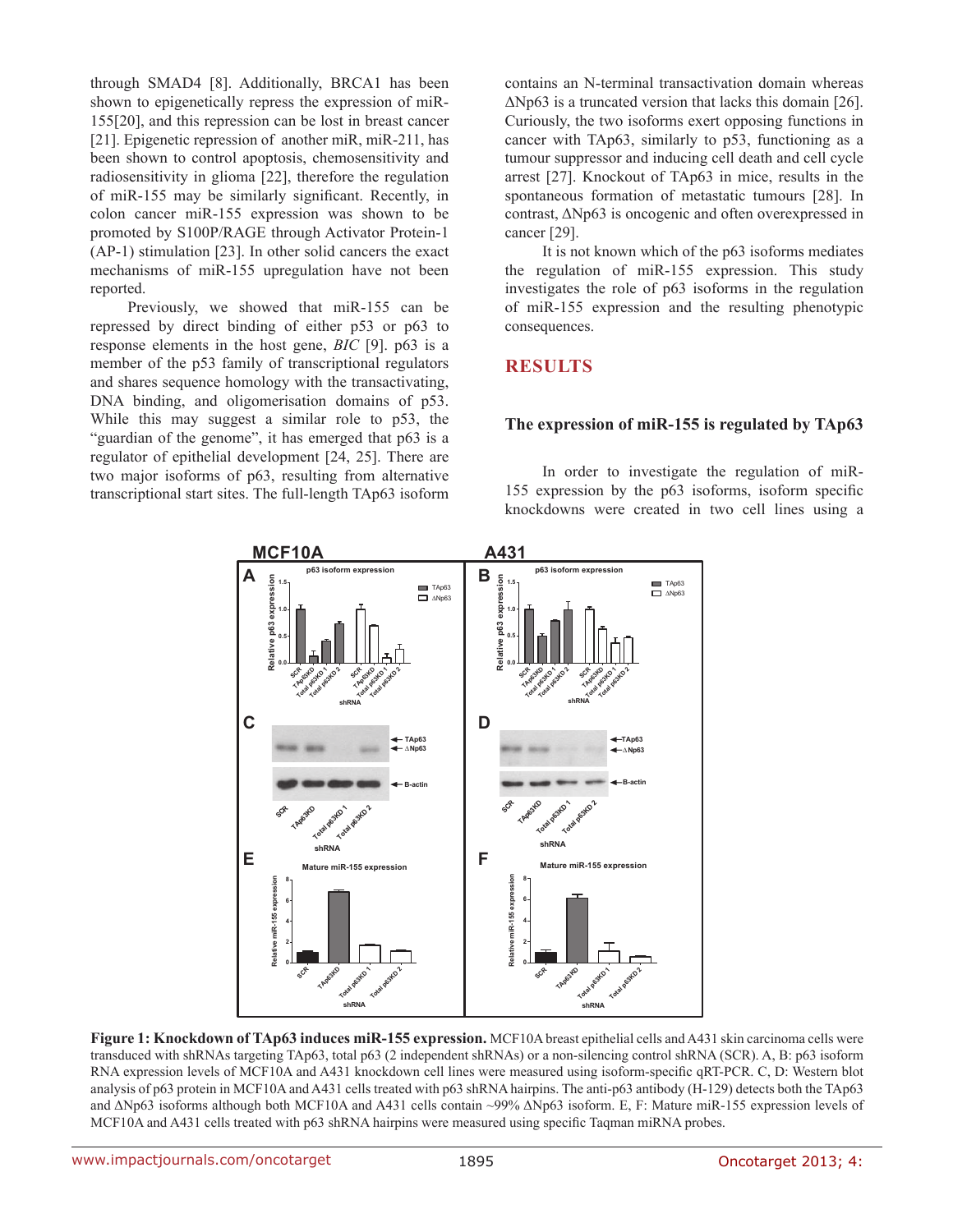through SMAD4 [8]. Additionally, BRCA1 has been shown to epigenetically repress the expression of miR-155[20], and this repression can be lost in breast cancer [21]. Epigenetic repression of another miR, miR-211, has been shown to control apoptosis, chemosensitivity and radiosensitivity in glioma [22], therefore the regulation of miR-155 may be similarly significant. Recently, in colon cancer miR-155 expression was shown to be promoted by S100P/RAGE through Activator Protein-1 (AP-1) stimulation [23]. In other solid cancers the exact mechanisms of miR-155 upregulation have not been reported.

Previously, we showed that miR-155 can be repressed by direct binding of either p53 or p63 to response elements in the host gene, *BIC* [9]. p63 is a member of the p53 family of transcriptional regulators and shares sequence homology with the transactivating, DNA binding, and oligomerisation domains of p53. While this may suggest a similar role to p53, the "guardian of the genome", it has emerged that p63 is a regulator of epithelial development [24, 25]. There are two major isoforms of p63, resulting from alternative transcriptional start sites. The full-length TAp63 isoform contains an N-terminal transactivation domain whereas ΔNp63 is a truncated version that lacks this domain [26]. Curiously, the two isoforms exert opposing functions in cancer with TAp63, similarly to p53, functioning as a tumour suppressor and inducing cell death and cell cycle arrest [27]. Knockout of TAp63 in mice, results in the spontaneous formation of metastatic tumours [28]. In contrast, ΔNp63 is oncogenic and often overexpressed in cancer [29].

It is not known which of the p63 isoforms mediates the regulation of miR-155 expression. This study investigates the role of p63 isoforms in the regulation of miR-155 expression and the resulting phenotypic consequences.

## RESULTS

### The expression of miR-155 is regulated by TAp63

In order to investigate the regulation of miR-155 expression by the p63 isoforms, isoform specific knockdowns were created in two cell lines using a

**Figure 1: Knockdown of TAp63 induces miR-155 expression.** MCF10A breast epithelial cells and A431 skin carcinoma cells were transduced with shRNAs targeting TAp63, total p63 (2 independent shRNAs) or a non-silencing control shRNA (SCR). A, B: p63 isoform RNA expression levels of MCF10A and A431 knockdown cell lines were measured using isoform-specific qRT-PCR. C, D: Western blot analysis of p63 protein in MCF10A and A431 cells treated with p63 shRNA hairpins. The anti-p63 antibody (H-129) detects both the TAp63 and ΔNp63 isoforms although both MCF10A and A431 cells contain ~99% ΔNp63 isoform. E, F: Mature miR-155 expression levels of MCF10A and A431 cells treated with p63 shRNA hairpins were measured using specific Taqman miRNA probes.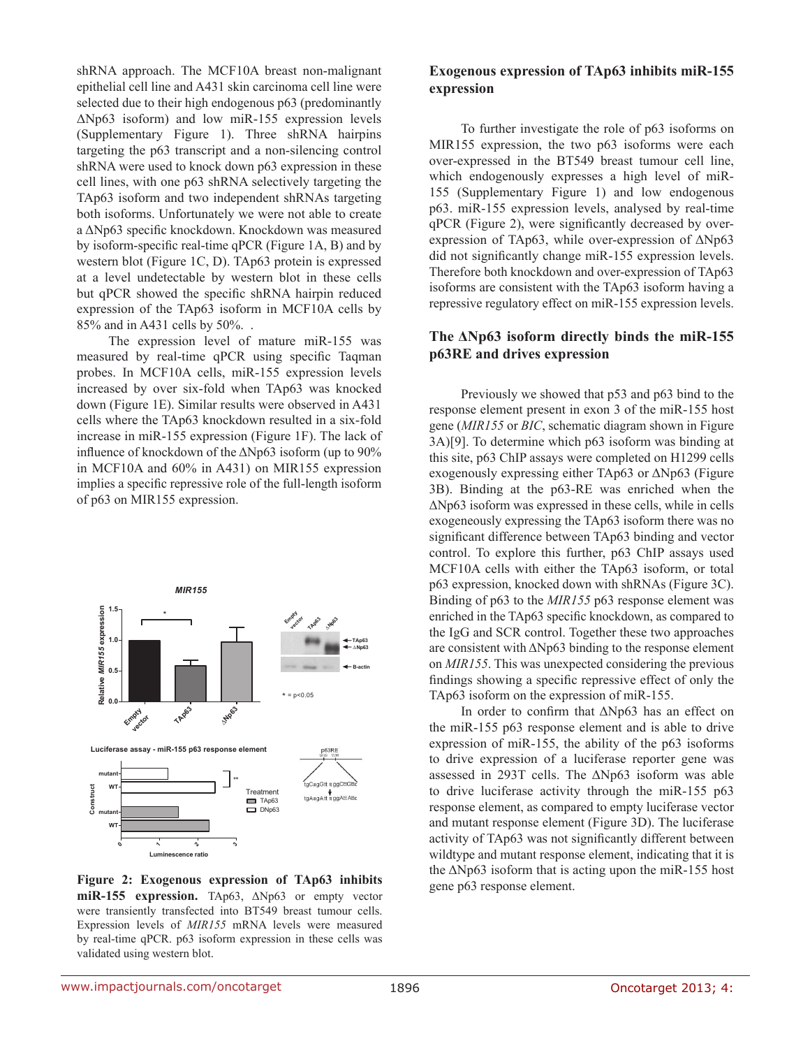shRNA approach. The MCF10A breast non-malignant epithelial cell line and A431 skin carcinoma cell line were selected due to their high endogenous p63 (predominantly ΔNp63 isoform) and low miR-155 expression levels (Supplementary Figure 1). Three shRNA hairpins targeting the p63 transcript and a non-silencing control shRNA were used to knock down p63 expression in these cell lines, with one p63 shRNA selectively targeting the TAp63 isoform and two independent shRNAs targeting both isoforms. Unfortunately we were not able to create a ΔNp63 specific knockdown. Knockdown was measured by isoform-specific real-time qPCR (Figure 1A, B) and by western blot (Figure 1C, D). TAp63 protein is expressed at a level undetectable by western blot in these cells but qPCR showed the specific shRNA hairpin reduced expression of the TAp63 isoform in MCF10A cells by 85% and in A431 cells by 50%. .

The expression level of mature miR-155 was measured by real-time qPCR using specific Taqman probes. In MCF10A cells, miR-155 expression levels increased by over six-fold when TAp63 was knocked down (Figure 1E). Similar results were observed in A431 cells where the TAp63 knockdown resulted in a six-fold increase in miR-155 expression (Figure 1F). The lack of influence of knockdown of the ΔNp63 isoform (up to 90% in MCF10A and 60% in A431) on MIR155 expression implies a specific repressive role of the full-length isoform of p63 on MIR155 expression.

**Figure 2: Exogenous expression of TAp63 inhibits miR-155 expression.** TAp63, ΔNp63 or empty vector were transiently transfected into BT549 breast tumour cells. Expression levels of *MIR155* mRNA levels were measured by real-time qPCR. p63 isoform expression in these cells was validated using western blot.

## Exogenous expression of TAp63 inhibits miR-155 expression

To further investigate the role of p63 isoforms on MIR155 expression, the two p63 isoforms were each over-expressed in the BT549 breast tumour cell line, which endogenously expresses a high level of miR-155 (Supplementary Figure 1) and low endogenous p63. miR-155 expression levels, analysed by real-time qPCR (Figure 2), were significantly decreased by over-expression of TAp63, while over-expression of ΔNp63 did not significantly change miR-155 expression levels. Therefore both knockdown and over-expression of TAp63 isoforms are consistent with the TAp63 isoform having a repressive regulatory effect on miR-155 expression levels.

## The ΔNp63 isoform directly binds the miR-155 p63RE and drives expression

Previously we showed that p53 and p63 bind to the response element present in exon 3 of the miR-155 host gene (*MIR155* or *BIC*, schematic diagram shown in Figure 3A)[9]. To determine which p63 isoform was binding at this site, p63 ChIP assays were completed on H1299 cells exogenously expressing either TAp63 or ΔNp63 (Figure 3B). Binding at the p63-RE was enriched when the ΔNp63 isoform was expressed in these cells, while in cells exogeneously expressing the TAp63 isoform there was no significant difference between TAp63 binding and vector control. To explore this further, p63 ChIP assays used MCF10A cells with either the TAp63 isoform, or total p63 expression, knocked down with shRNAs (Figure 3C). Binding of p63 to the *MIR155* p63 response element was enriched in the TAp63 specific knockdown, as compared to the IgG and SCR control. Together these two approaches are consistent with ΔNp63 binding to the response element on *MIR155*. This was unexpected considering the previous findings showing a specific repressive effect of only the TAp63 isoform on the expression of miR-155.

In order to confirm that ΔNp63 has an effect on the miR-155 p63 response element and is able to drive expression of miR-155, the ability of the p63 isoforms to drive expression of a luciferase reporter gene was assessed in 293T cells. The ΔNp63 isoform was able to drive luciferase activity through the miR-155 p63 response element, as compared to empty luciferase vector and mutant response element (Figure 3D). The luciferase activity of TAp63 was not significantly different between wildtype and mutant response element, indicating that it is the ΔNp63 isoform that is acting upon the miR-155 host gene p63 response element.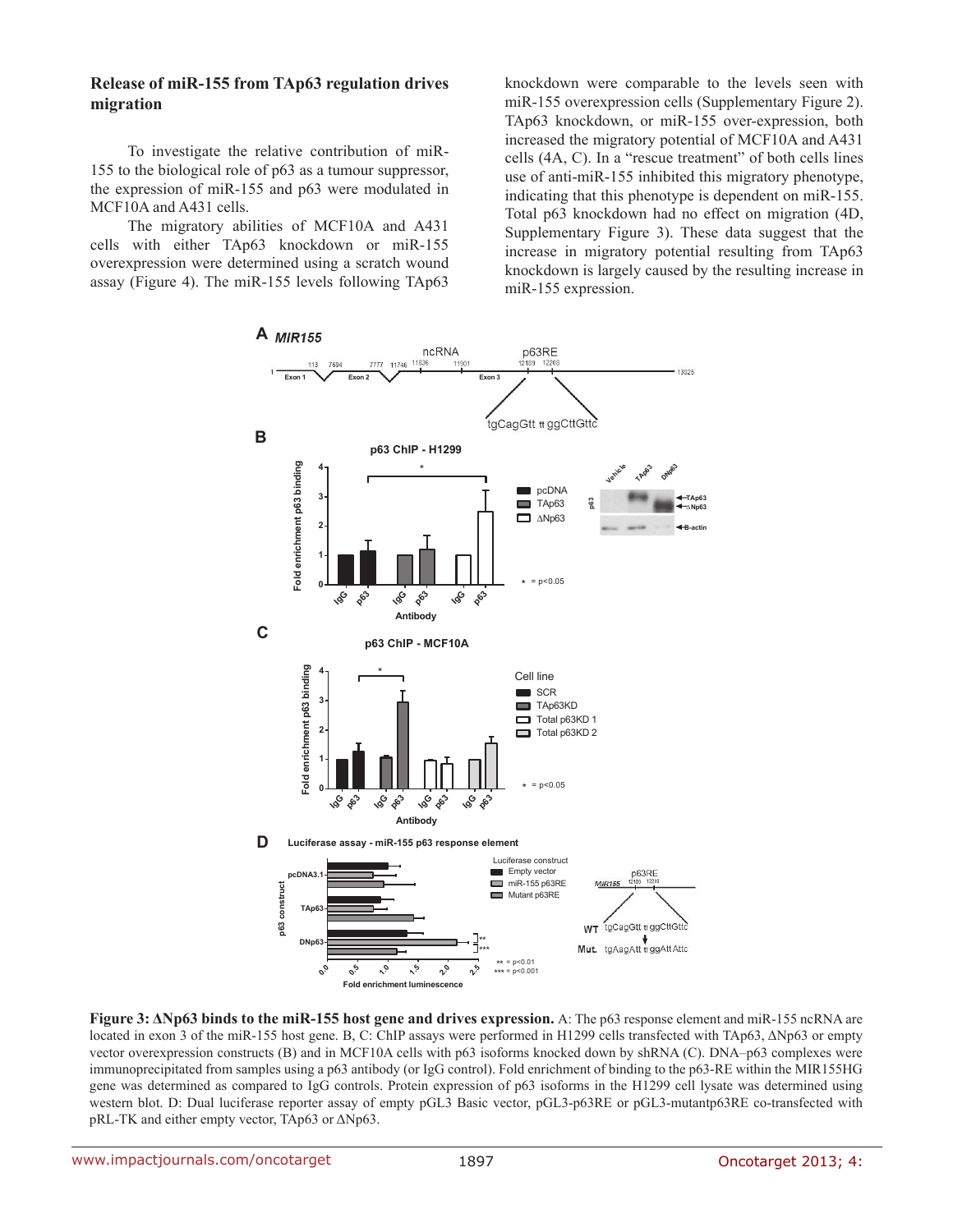### Release of miR-155 from TAp63 regulation drives migration

To investigate the relative contribution of miR-155 to the biological role of p63 as a tumour suppressor, the expression of miR-155 and p63 were modulated in MCF10A and A431 cells.

The migratory abilities of MCF10A and A431 cells with either TAp63 knockdown or miR-155 overexpression were determined using a scratch wound assay (Figure 4). The miR-155 levels following TAp63 knockdown were comparable to the levels seen with miR-155 overexpression cells (Supplementary Figure 2). TAp63 knockdown, or miR-155 over-expression, both increased the migratory potential of MCF10A and A431 cells (4A, C). In a "rescue treatment" of both cells lines use of anti-miR-155 inhibited this migratory phenotype, indicating that this phenotype is dependent on miR-155. Total p63 knockdown had no effect on migration (4D, Supplementary Figure 3). These data suggest that the increase in migratory potential resulting from TAp63 knockdown is largely caused by the resulting increase in miR-155 expression.

**Figure 3: ΔNp63 binds to the miR-155 host gene and drives expression.** A: The p63 response element and miR-155 ncRNA are located in exon 3 of the miR-155 host gene. B, C: ChIP assays were performed in H1299 cells transfected with TAp63, ΔNp63 or empty vector overexpression constructs (B) and in MCF10A cells with p63 isoforms knocked down by shRNA (C). DNA–p63 complexes were immunoprecipitated from samples using a p63 antibody (or IgG control). Fold enrichment of binding to the p63-RE within the MIR155HG gene was determined as compared to IgG controls. Protein expression of p63 isoforms in the H1299 cell lysate was determined using western blot. D: Dual luciferase reporter assay of empty pGL3 Basic vector, pGL3-p63RE or pGL3-mutantp63RE co-transfected with pRL-TK and either empty vector, TAp63 or ΔNp63.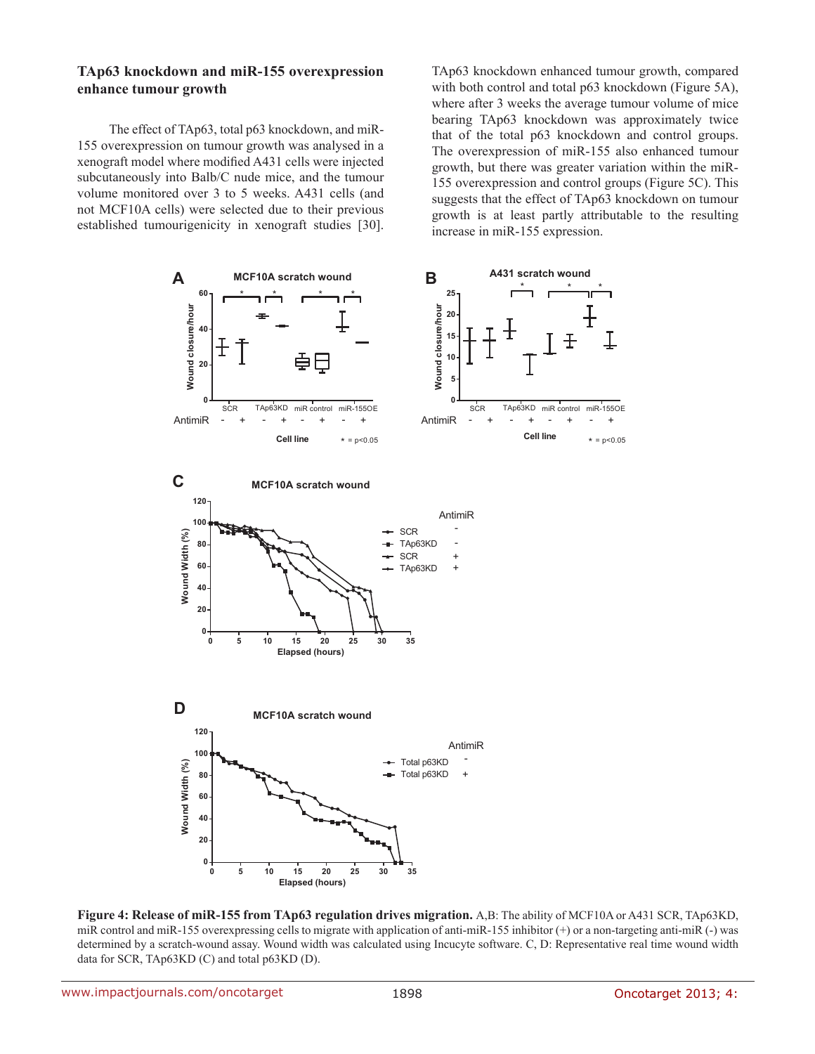### TAp63 knockdown and miR-155 overexpression enhance tumour growth

The effect of TAp63, total p63 knockdown, and miR-155 overexpression on tumour growth was analysed in a xenograft model where modified A431 cells were injected subcutaneously into Balb/C nude mice, and the tumour volume monitored over 3 to 5 weeks. A431 cells (and not MCF10A cells) were selected due to their previous established tumourigenicity in xenograft studies [30]. TAp63 knockdown enhanced tumour growth, compared with both control and total p63 knockdown (Figure 5A), where after 3 weeks the average tumour volume of mice bearing TAp63 knockdown was approximately twice that of the total p63 knockdown and control groups. The overexpression of miR-155 also enhanced tumour growth, but there was greater variation within the miR-155 overexpression and control groups (Figure 5C). This suggests that the effect of TAp63 knockdown on tumour growth is at least partly attributable to the resulting increase in miR-155 expression.

**Figure 4: Release of miR-155 from TAp63 regulation drives migration.** A,B: The ability of MCF10A or A431 SCR, TAp63KD, miR control and miR-155 overexpressing cells to migrate with application of anti-miR-155 inhibitor (+) or a non-targeting anti-miR (-) was determined by a scratch-wound assay. Wound width was calculated using Incucyte software. C, D: Representative real time wound width data for SCR, TAp63KD (C) and total p63KD (D).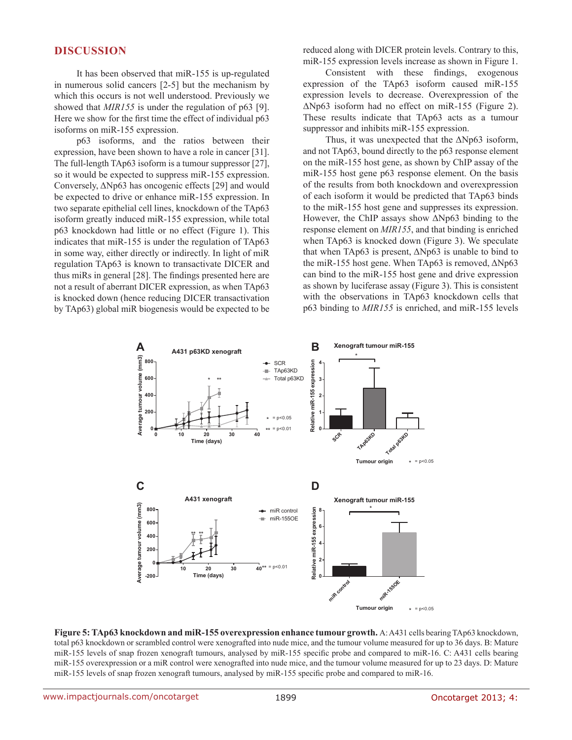## DISCUSSION

It has been observed that miR-155 is up-regulated in numerous solid cancers [2-5] but the mechanism by which this occurs is not well understood. Previously we showed that *MIR155* is under the regulation of p63 [9]. Here we show for the first time the effect of individual p63 isoforms on miR-155 expression.

p63 isoforms, and the ratios between their expression, have been shown to have a role in cancer [31]. The full-length TAp63 isoform is a tumour suppressor [27], so it would be expected to suppress miR-155 expression. Conversely, ΔNp63 has oncogenic effects [29] and would be expected to drive or enhance miR-155 expression. In two separate epithelial cell lines, knockdown of the TAp63 isoform greatly induced miR-155 expression, while total p63 knockdown had little or no effect (Figure 1). This indicates that miR-155 is under the regulation of TAp63 in some way, either directly or indirectly. In light of miR regulation TAp63 is known to transactivate DICER and thus miRs in general [28]. The findings presented here are not a result of aberrant DICER expression, as when TAp63 is knocked down (hence reducing DICER transactivation by TAp63) global miR biogenesis would be expected to be reduced along with DICER protein levels. Contrary to this, miR-155 expression levels increase as shown in Figure 1.

Consistent with these findings, exogenous expression of the TAp63 isoform caused miR-155 expression levels to decrease. Overexpression of the ΔNp63 isoform had no effect on miR-155 (Figure 2). These results indicate that TAp63 acts as a tumour suppressor and inhibits miR-155 expression.

Thus, it was unexpected that the ΔNp63 isoform, and not TAp63, bound directly to the p63 response element on the miR-155 host gene, as shown by ChIP assay of the miR-155 host gene p63 response element. On the basis of the results from both knockdown and overexpression of each isoform it would be predicted that TAp63 binds to the miR-155 host gene and suppresses its expression. However, the ChIP assays show ΔNp63 binding to the response element on *MIR155*, and that binding is enriched when TAp63 is knocked down (Figure 3). We speculate that when TAp63 is present, ΔNp63 is unable to bind to the miR-155 host gene. When TAp63 is removed, ΔNp63 can bind to the miR-155 host gene and drive expression as shown by luciferase assay (Figure 3). This is consistent with the observations in TAp63 knockdown cells that p63 binding to *MIR155* is enriched, and miR-155 levels

**Figure 5: TAp63 knockdown and miR-155 overexpression enhance tumour growth.** A: A431 cells bearing TAp63 knockdown, total p63 knockdown or scrambled control were xenografted into nude mice, and the tumour volume measured for up to 36 days. B: Mature miR-155 levels of snap frozen xenograft tumours, analysed by miR-155 specific probe and compared to miR-16. C: A431 cells bearing miR-155 overexpression or a miR control were xenografted into nude mice, and the tumour volume measured for up to 23 days. D: Mature miR-155 levels of snap frozen xenograft tumours, analysed by miR-155 specific probe and compared to miR-16.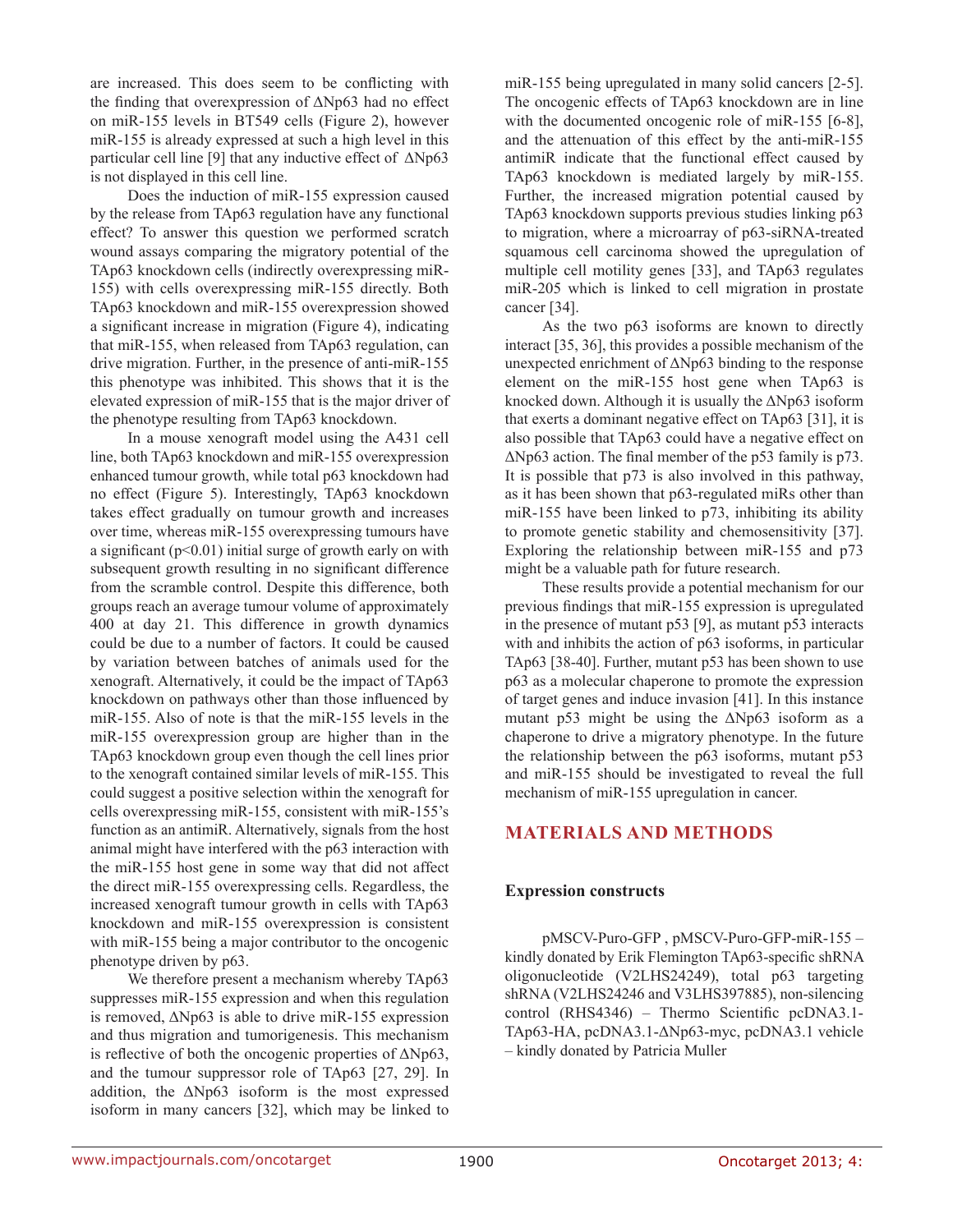are increased. This does seem to be conflicting with the finding that overexpression of ΔNp63 had no effect on miR-155 levels in BT549 cells (Figure 2), however miR-155 is already expressed at such a high level in this particular cell line [9] that any inductive effect of ΔNp63 is not displayed in this cell line.

Does the induction of miR-155 expression caused by the release from TAp63 regulation have any functional effect? To answer this question we performed scratch wound assays comparing the migratory potential of the TAp63 knockdown cells (indirectly overexpressing miR-155) with cells overexpressing miR-155 directly. Both TAp63 knockdown and miR-155 overexpression showed a significant increase in migration (Figure 4), indicating that miR-155, when released from TAp63 regulation, can drive migration. Further, in the presence of anti-miR-155 this phenotype was inhibited. This shows that it is the elevated expression of miR-155 that is the major driver of the phenotype resulting from TAp63 knockdown.

In a mouse xenograft model using the A431 cell line, both TAp63 knockdown and miR-155 overexpression enhanced tumour growth, while total p63 knockdown had no effect (Figure 5). Interestingly, TAp63 knockdown takes effect gradually on tumour growth and increases over time, whereas miR-155 overexpressing tumours have a significant ($p<0.01$) initial surge of growth early on with subsequent growth resulting in no significant difference from the scramble control. Despite this difference, both groups reach an average tumour volume of approximately 400 at day 21. This difference in growth dynamics could be due to a number of factors. It could be caused by variation between batches of animals used for the xenograft. Alternatively, it could be the impact of TAp63 knockdown on pathways other than those influenced by miR-155. Also of note is that the miR-155 levels in the miR-155 overexpression group are higher than in the TAp63 knockdown group even though the cell lines prior to the xenograft contained similar levels of miR-155. This could suggest a positive selection within the xenograft for cells overexpressing miR-155, consistent with miR-155's function as an antimiR. Alternatively, signals from the host animal might have interfered with the p63 interaction with the miR-155 host gene in some way that did not affect the direct miR-155 overexpressing cells. Regardless, the increased xenograft tumour growth in cells with TAp63 knockdown and miR-155 overexpression is consistent with miR-155 being a major contributor to the oncogenic phenotype driven by p63.

We therefore present a mechanism whereby TAp63 suppresses miR-155 expression and when this regulation is removed, ΔNp63 is able to drive miR-155 expression and thus migration and tumorigenesis. This mechanism is reflective of both the oncogenic properties of ΔNp63, and the tumour suppressor role of TAp63 [27, 29]. In addition, the ΔNp63 isoform is the most expressed isoform in many cancers [32], which may be linked to miR-155 being upregulated in many solid cancers [2-5]. The oncogenic effects of TAp63 knockdown are in line with the documented oncogenic role of miR-155 [6-8], and the attenuation of this effect by the anti-miR-155 antimiR indicate that the functional effect caused by TAp63 knockdown is mediated largely by miR-155. Further, the increased migration potential caused by TAp63 knockdown supports previous studies linking p63 to migration, where a microarray of p63-siRNA-treated squamous cell carcinoma showed the upregulation of multiple cell motility genes [33], and TAp63 regulates miR-205 which is linked to cell migration in prostate cancer [34].

As the two p63 isoforms are known to directly interact [35, 36], this provides a possible mechanism of the unexpected enrichment of ΔNp63 binding to the response element on the miR-155 host gene when TAp63 is knocked down. Although it is usually the ΔNp63 isoform that exerts a dominant negative effect on TAp63 [31], it is also possible that TAp63 could have a negative effect on ΔNp63 action. The final member of the p53 family is p73. It is possible that p73 is also involved in this pathway, as it has been shown that p63-regulated miRs other than miR-155 have been linked to p73, inhibiting its ability to promote genetic stability and chemosensitivity [37]. Exploring the relationship between miR-155 and p73 might be a valuable path for future research.

These results provide a potential mechanism for our previous findings that miR-155 expression is upregulated in the presence of mutant p53 [9], as mutant p53 interacts with and inhibits the action of p63 isoforms, in particular TAp63 [38-40]. Further, mutant p53 has been shown to use p63 as a molecular chaperone to promote the expression of target genes and induce invasion [41]. In this instance mutant p53 might be using the ΔNp63 isoform as a chaperone to drive a migratory phenotype. In the future the relationship between the p63 isoforms, mutant p53 and miR-155 should be investigated to reveal the full mechanism of miR-155 upregulation in cancer.

## MATERIALS AND METHODS

### Expression constructs

pMSCV-Puro-GFP , pMSCV-Puro-GFP-miR-155 – kindly donated by Erik Flemington TAp63-specific shRNA oligonucleotide (V2LHS24249), total p63 targeting shRNA (V2LHS24246 and V3LHS397885), non-silencing control (RHS4346) – Thermo Scientific pcDNA3.1-TAp63-HA, pcDNA3.1-ΔNp63-myc, pcDNA3.1 vehicle – kindly donated by Patricia Muller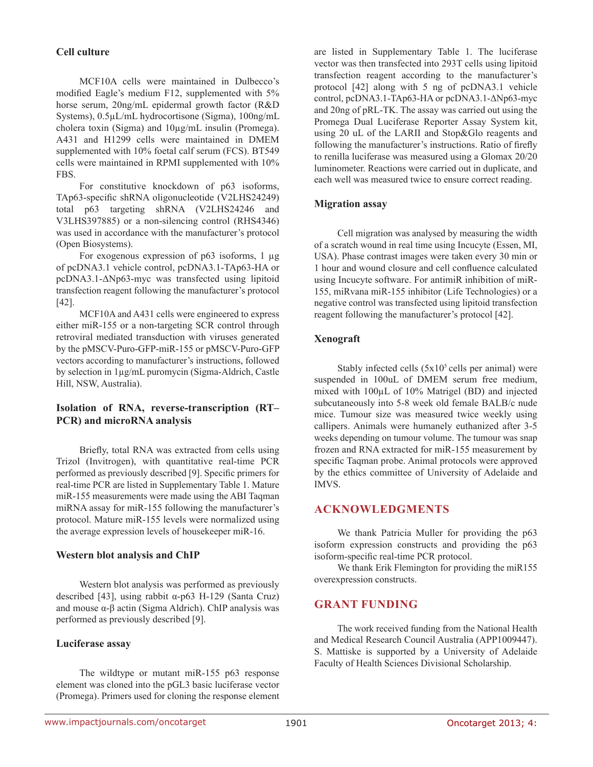### Cell culture

MCF10A cells were maintained in Dulbecco's modified Eagle's medium F12, supplemented with 5% horse serum, 20ng/mL epidermal growth factor (R&D Systems), 0.5µL/mL hydrocortisone (Sigma), 100ng/mL cholera toxin (Sigma) and 10µg/mL insulin (Promega). A431 and H1299 cells were maintained in DMEM supplemented with 10% foetal calf serum (FCS). BT549 cells were maintained in RPMI supplemented with 10% FBS.

For constitutive knockdown of p63 isoforms, TAp63-specific shRNA oligonucleotide (V2LHS24249) total p63 targeting shRNA (V2LHS24246 and V3LHS397885) or a non-silencing control (RHS4346) was used in accordance with the manufacturer's protocol (Open Biosystems).

For exogenous expression of p63 isoforms, 1 µg of pcDNA3.1 vehicle control, pcDNA3.1-TAp63-HA or pcDNA3.1-ΔNp63-myc was transfected using lipitoid transfection reagent following the manufacturer's protocol [42].

MCF10A and A431 cells were engineered to express either miR-155 or a non-targeting SCR control through retroviral mediated transduction with viruses generated by the pMSCV-Puro-GFP-miR-155 or pMSCV-Puro-GFP vectors according to manufacturer's instructions, followed by selection in 1µg/mL puromycin (Sigma-Aldrich, Castle Hill, NSW, Australia).

### Isolation of RNA, reverse-transcription (RT–PCR) and microRNA analysis

Briefly, total RNA was extracted from cells using Trizol (Invitrogen), with quantitative real-time PCR performed as previously described [9]. Specific primers for real-time PCR are listed in Supplementary Table 1. Mature miR-155 measurements were made using the ABI Taqman miRNA assay for miR-155 following the manufacturer's protocol. Mature miR-155 levels were normalized using the average expression levels of housekeeper miR-16.

### Western blot analysis and ChIP

Western blot analysis was performed as previously described [43], using rabbit α-p63 H-129 (Santa Cruz) and mouse α-β actin (Sigma Aldrich). ChIP analysis was performed as previously described [9].

### Luciferase assay

The wildtype or mutant miR-155 p63 response element was cloned into the pGL3 basic luciferase vector (Promega). Primers used for cloning the response element are listed in Supplementary Table 1. The luciferase vector was then transfected into 293T cells using lipitoid transfection reagent according to the manufacturer's protocol [42] along with 5 ng of pcDNA3.1 vehicle control, pcDNA3.1-TAp63-HA or pcDNA3.1-ΔNp63-myc and 20ng of pRL-TK. The assay was carried out using the Promega Dual Luciferase Reporter Assay System kit, using 20 uL of the LARII and Stop&Glo reagents and following the manufacturer's instructions. Ratio of firefly to renilla luciferase was measured using a Glomax 20/20 luminometer. Reactions were carried out in duplicate, and each well was measured twice to ensure correct reading.

### Migration assay

Cell migration was analysed by measuring the width of a scratch wound in real time using Incucyte (Essen, MI, USA). Phase contrast images were taken every 30 min or 1 hour and wound closure and cell confluence calculated using Incucyte software. For antimiR inhibition of miR-155, miRvana miR-155 inhibitor (Life Technologies) or a negative control was transfected using lipitoid transfection reagent following the manufacturer's protocol [42].

### Xenograft

Stably infected cells ($5x10^5$ cells per animal) were suspended in 100uL of DMEM serum free medium, mixed with 100µL of 10% Matrigel (BD) and injected subcutaneously into 5-8 week old female BALB/c nude mice. Tumour size was measured twice weekly using callipers. Animals were humanely euthanized after 3-5 weeks depending on tumour volume. The tumour was snap frozen and RNA extracted for miR-155 measurement by specific Taqman probe. Animal protocols were approved by the ethics committee of University of Adelaide and IMVS.

## ACKNOWLEDGMENTS

We thank Patricia Muller for providing the p63 isoform expression constructs and providing the p63 isoform-specific real-time PCR protocol.

We thank Erik Flemington for providing the miR155 overexpression constructs.

## GRANT FUNDING

The work received funding from the National Health and Medical Research Council Australia (APP1009447). S. Mattiske is supported by a University of Adelaide Faculty of Health Sciences Divisional Scholarship.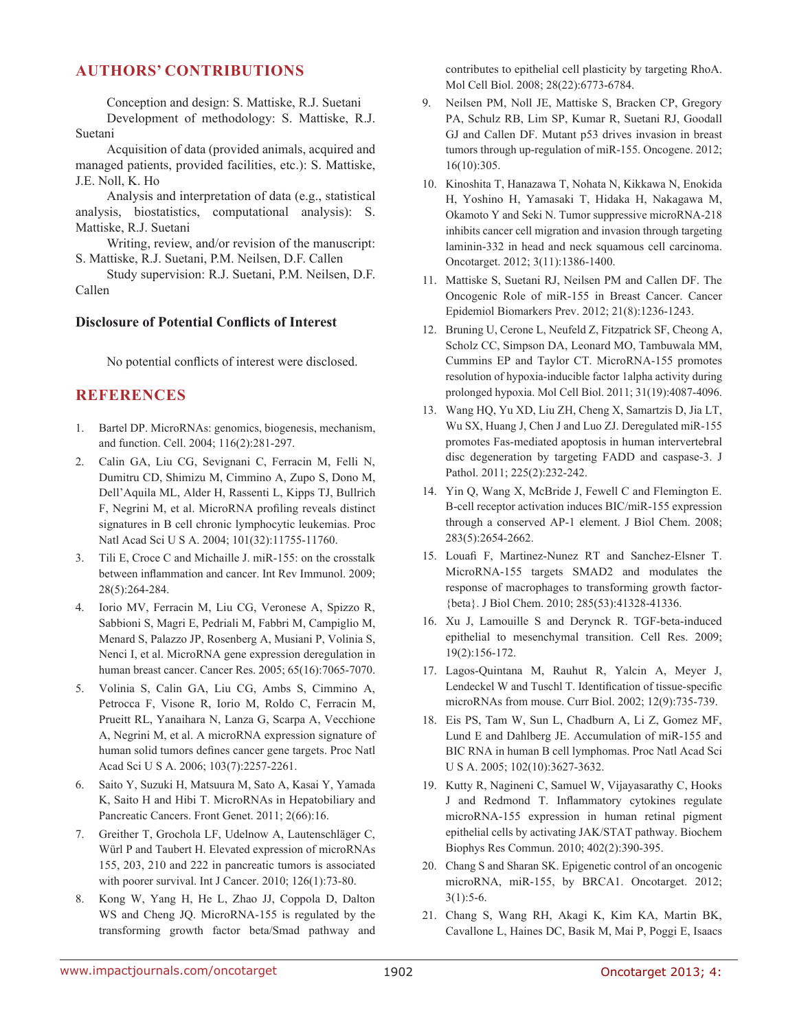## AUTHORS' CONTRIBUTIONS

Conception and design: S. Mattiske, R.J. Suetani

Development of methodology: S. Mattiske, R.J. Suetani

Acquisition of data (provided animals, acquired and managed patients, provided facilities, etc.): S. Mattiske, J.E. Noll, K. Ho

Analysis and interpretation of data (e.g., statistical analysis, biostatistics, computational analysis): S. Mattiske, R.J. Suetani

Writing, review, and/or revision of the manuscript: S. Mattiske, R.J. Suetani, P.M. Neilsen, D.F. Callen

Study supervision: R.J. Suetani, P.M. Neilsen, D.F. Callen

### Disclosure of Potential Conflicts of Interest

No potential conflicts of interest were disclosed.

## REFERENCES

1. Bartel DP. MicroRNAs: genomics, biogenesis, mechanism, and function. Cell. 2004; 116(2):281-297.
2. Calin GA, Liu CG, Sevignani C, Ferracin M, Felli N, Dumitru CD, Shimizu M, Cimmino A, Zupo S, Dono M, Dell'Aquila ML, Alder H, Rassenti L, Kipps TJ, Bullrich F, Negrini M, et al. MicroRNA profiling reveals distinct signatures in B cell chronic lymphocytic leukemias. Proc Natl Acad Sci U S A. 2004; 101(32):11755-11760.
3. Tili E, Croce C and Michaille J. miR-155: on the crosstalk between inflammation and cancer. Int Rev Immunol. 2009; 28(5):264-284.
4. Iorio MV, Ferracin M, Liu CG, Veronese A, Spizzo R, Sabbioni S, Magri E, Pedriali M, Fabbri M, Campiglio M, Menard S, Palazzo JP, Rosenberg A, Musiani P, Volinia S, Nenci I, et al. MicroRNA gene expression deregulation in human breast cancer. Cancer Res. 2005; 65(16):7065-7070.
5. Volinia S, Calin GA, Liu CG, Ambs S, Cimmino A, Petrocca F, Visone R, Iorio M, Roldo C, Ferracin M, Prueitt RL, Yanaihara N, Lanza G, Scarpa A, Vecchione A, Negrini M, et al. A microRNA expression signature of human solid tumors defines cancer gene targets. Proc Natl Acad Sci U S A. 2006; 103(7):2257-2261.
6. Saito Y, Suzuki H, Matsuura M, Sato A, Kasai Y, Yamada K, Saito H and Hibi T. MicroRNAs in Hepatobiliary and Pancreatic Cancers. Front Genet. 2011; 2(66):16.
7. Greither T, Grochola LF, Udelnow A, Lautenschläger C, Würl P and Taubert H. Elevated expression of microRNAs 155, 203, 210 and 222 in pancreatic tumors is associated with poorer survival. Int J Cancer. 2010; 126(1):73-80.
8. Kong W, Yang H, He L, Zhao JJ, Coppola D, Dalton WS and Cheng JQ. MicroRNA-155 is regulated by the transforming growth factor beta/Smad pathway and contributes to epithelial cell plasticity by targeting RhoA. Mol Cell Biol. 2008; 28(22):6773-6784.
9. Neilsen PM, Noll JE, Mattiske S, Bracken CP, Gregory PA, Schulz RB, Lim SP, Kumar R, Suetani RJ, Goodall GJ and Callen DF. Mutant p53 drives invasion in breast tumors through up-regulation of miR-155. Oncogene. 2012; 16(10):305.
10. Kinoshita T, Hanazawa T, Nohata N, Kikkawa N, Enokida H, Yoshino H, Yamasaki T, Hidaka H, Nakagawa M, Okamoto Y and Seki N. Tumor suppressive microRNA-218 inhibits cancer cell migration and invasion through targeting laminin-332 in head and neck squamous cell carcinoma. Oncotarget. 2012; 3(11):1386-1400.
11. Mattiske S, Suetani RJ, Neilsen PM and Callen DF. The Oncogenic Role of miR-155 in Breast Cancer. Cancer Epidemiol Biomarkers Prev. 2012; 21(8):1236-1243.
12. Bruning U, Cerone L, Neufeld Z, Fitzpatrick SF, Cheong A, Scholz CC, Simpson DA, Leonard MO, Tambuwala MM, Cummins EP and Taylor CT. MicroRNA-155 promotes resolution of hypoxia-inducible factor 1alpha activity during prolonged hypoxia. Mol Cell Biol. 2011; 31(19):4087-4096.
13. Wang HQ, Yu XD, Liu ZH, Cheng X, Samartzis D, Jia LT, Wu SX, Huang J, Chen J and Luo ZJ. Deregulated miR-155 promotes Fas-mediated apoptosis in human intervertebral disc degeneration by targeting FADD and caspase-3. J Pathol. 2011; 225(2):232-242.
14. Yin Q, Wang X, McBride J, Fewell C and Flemington E. B-cell receptor activation induces BIC/miR-155 expression through a conserved AP-1 element. J Biol Chem. 2008; 283(5):2654-2662.
15. Louafi F, Martinez-Nunez RT and Sanchez-Elsner T. MicroRNA-155 targets SMAD2 and modulates the response of macrophages to transforming growth factor-{beta}. J Biol Chem. 2010; 285(53):41328-41336.
16. Xu J, Lamouille S and Derynck R. TGF-beta-induced epithelial to mesenchymal transition. Cell Res. 2009; 19(2):156-172.
17. Lagos-Quintana M, Rauhut R, Yalcin A, Meyer J, Lendeckel W and Tuschl T. Identification of tissue-specific microRNAs from mouse. Curr Biol. 2002; 12(9):735-739.
18. Eis PS, Tam W, Sun L, Chadburn A, Li Z, Gomez MF, Lund E and Dahlberg JE. Accumulation of miR-155 and BIC RNA in human B cell lymphomas. Proc Natl Acad Sci U S A. 2005; 102(10):3627-3632.
19. Kutty R, Nagineni C, Samuel W, Vijayasarathy C, Hooks J and Redmond T. Inflammatory cytokines regulate microRNA-155 expression in human retinal pigment epithelial cells by activating JAK/STAT pathway. Biochem Biophys Res Commun. 2010; 402(2):390-395.
20. Chang S and Sharan SK. Epigenetic control of an oncogenic microRNA, miR-155, by BRCA1. Oncotarget. 2012; 3(1):5-6.
21. Chang S, Wang RH, Akagi K, Kim KA, Martin BK, Cavallone L, Haines DC, Basik M, Mai P, Poggi E, Isaacs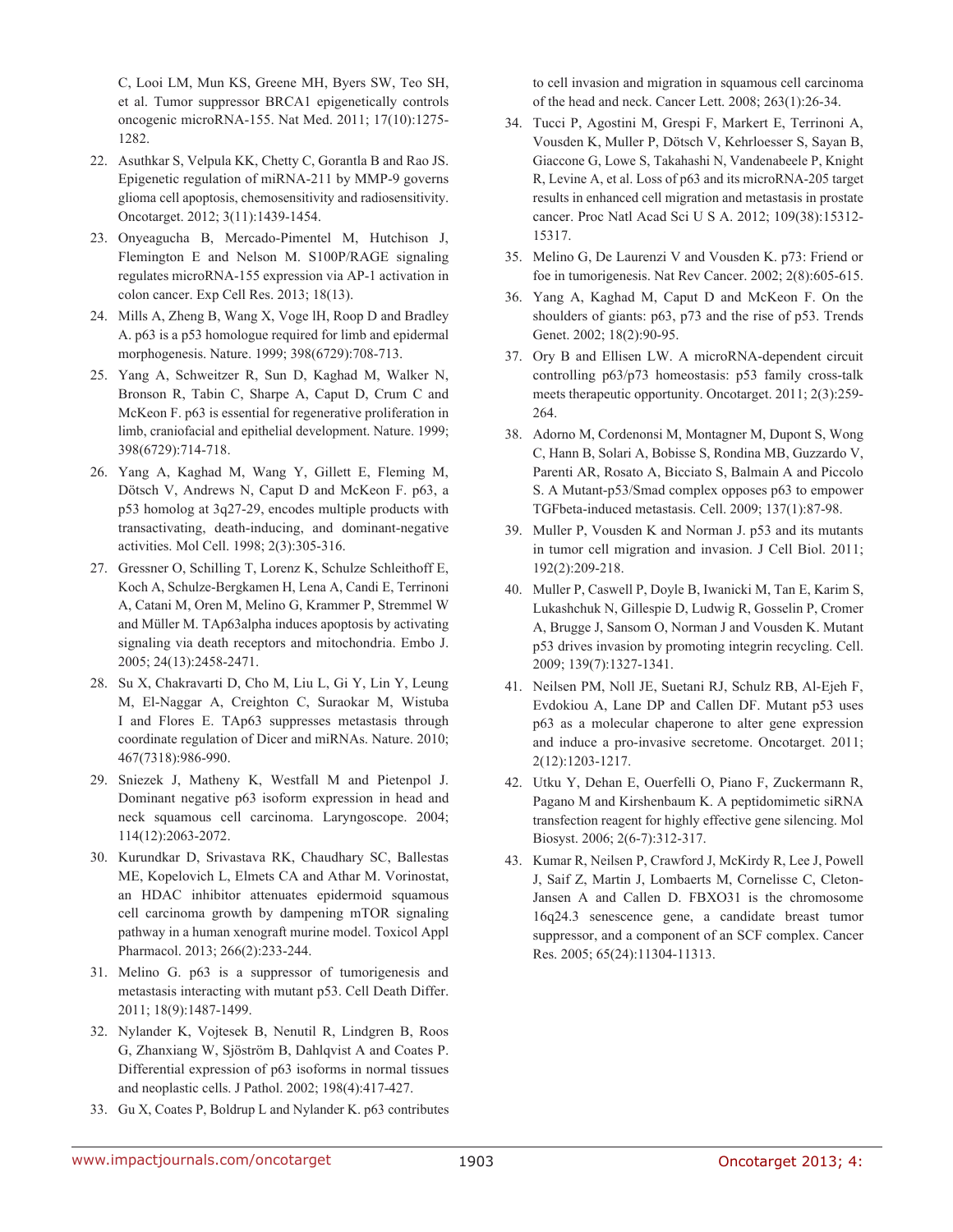C, Looi LM, Mun KS, Greene MH, Byers SW, Teo SH, et al. Tumor suppressor BRCA1 epigenetically controls oncogenic microRNA-155. Nat Med. 2011; 17(10):1275-1282.

22. Asuthkar S, Velpula KK, Chetty C, Gorantla B and Rao JS. Epigenetic regulation of miRNA-211 by MMP-9 governs glioma cell apoptosis, chemosensitivity and radiosensitivity. Oncotarget. 2012; 3(11):1439-1454.

23. Onyeagucha B, Mercado-Pimentel M, Hutchison J, Flemington E and Nelson M. S100P/RAGE signaling regulates microRNA-155 expression via AP-1 activation in colon cancer. Exp Cell Res. 2013; 18(13).

24. Mills A, Zheng B, Wang X, Voge lH, Roop D and Bradley A. p63 is a p53 homologue required for limb and epidermal morphogenesis. Nature. 1999; 398(6729):708-713.

25. Yang A, Schweitzer R, Sun D, Kaghad M, Walker N, Bronson R, Tabin C, Sharpe A, Caput D, Crum C and McKeon F. p63 is essential for regenerative proliferation in limb, craniofacial and epithelial development. Nature. 1999; 398(6729):714-718.

26. Yang A, Kaghad M, Wang Y, Gillett E, Fleming M, Dötsch V, Andrews N, Caput D and McKeon F. p63, a p53 homolog at 3q27-29, encodes multiple products with transactivating, death-inducing, and dominant-negative activities. Mol Cell. 1998; 2(3):305-316.

27. Gressner O, Schilling T, Lorenz K, Schulze Schleithoff E, Koch A, Schulze-Bergkamen H, Lena A, Candi E, Terrinoni A, Catani M, Oren M, Melino G, Krammer P, Stremmel W and Müller M. TAp63alpha induces apoptosis by activating signaling via death receptors and mitochondria. Embo J. 2005; 24(13):2458-2471.

28. Su X, Chakravarti D, Cho M, Liu L, Gi Y, Lin Y, Leung M, El-Naggar A, Creighton C, Suraokar M, Wistuba I and Flores E. TAp63 suppresses metastasis through coordinate regulation of Dicer and miRNAs. Nature. 2010; 467(7318):986-990.

29. Sniezek J, Matheny K, Westfall M and Pietenpol J. Dominant negative p63 isoform expression in head and neck squamous cell carcinoma. Laryngoscope. 2004; 114(12):2063-2072.

30. Kurundkar D, Srivastava RK, Chaudhary SC, Ballestas ME, Kopelovich L, Elmets CA and Athar M. Vorinostat, an HDAC inhibitor attenuates epidermoid squamous cell carcinoma growth by dampening mTOR signaling pathway in a human xenograft murine model. Toxicol Appl Pharmacol. 2013; 266(2):233-244.

31. Melino G. p63 is a suppressor of tumorigenesis and metastasis interacting with mutant p53. Cell Death Differ. 2011; 18(9):1487-1499.

32. Nylander K, Vojtesek B, Nenutil R, Lindgren B, Roos G, Zhanxiang W, Sjöström B, Dahlqvist A and Coates P. Differential expression of p63 isoforms in normal tissues and neoplastic cells. J Pathol. 2002; 198(4):417-427.

33. Gu X, Coates P, Boldrup L and Nylander K. p63 contributes to cell invasion and migration in squamous cell carcinoma of the head and neck. Cancer Lett. 2008; 263(1):26-34.

34. Tucci P, Agostini M, Grespi F, Markert E, Terrinoni A, Vousden K, Muller P, Dötsch V, Kehrloesser S, Sayan B, Giaccone G, Lowe S, Takahashi N, Vandenabeele P, Knight R, Levine A, et al. Loss of p63 and its microRNA-205 target results in enhanced cell migration and metastasis in prostate cancer. Proc Natl Acad Sci U S A. 2012; 109(38):15312-15317.

35. Melino G, De Laurenzi V and Vousden K. p73: Friend or foe in tumorigenesis. Nat Rev Cancer. 2002; 2(8):605-615.

36. Yang A, Kaghad M, Caput D and McKeon F. On the shoulders of giants: p63, p73 and the rise of p53. Trends Genet. 2002; 18(2):90-95.

37. Ory B and Ellisen LW. A microRNA-dependent circuit controlling p63/p73 homeostasis: p53 family cross-talk meets therapeutic opportunity. Oncotarget. 2011; 2(3):259-264.

38. Adorno M, Cordenonsi M, Montagner M, Dupont S, Wong C, Hann B, Solari A, Bobisse S, Rondina MB, Guzzardo V, Parenti AR, Rosato A, Bicciato S, Balmain A and Piccolo S. A Mutant-p53/Smad complex opposes p63 to empower TGFbeta-induced metastasis. Cell. 2009; 137(1):87-98.

39. Muller P, Vousden K and Norman J. p53 and its mutants in tumor cell migration and invasion. J Cell Biol. 2011; 192(2):209-218.

40. Muller P, Caswell P, Doyle B, Iwanicki M, Tan E, Karim S, Lukashchuk N, Gillespie D, Ludwig R, Gosselin P, Cromer A, Brugge J, Sansom O, Norman J and Vousden K. Mutant p53 drives invasion by promoting integrin recycling. Cell. 2009; 139(7):1327-1341.

41. Neilsen PM, Noll JE, Suetani RJ, Schulz RB, Al-Ejeh F, Evdokiou A, Lane DP and Callen DF. Mutant p53 uses p63 as a molecular chaperone to alter gene expression and induce a pro-invasive secretome. Oncotarget. 2011; 2(12):1203-1217.

42. Utku Y, Dehan E, Ouerfelli O, Piano F, Zuckermann R, Pagano M and Kirshenbaum K. A peptidomimetic siRNA transfection reagent for highly effective gene silencing. Mol Biosyst. 2006; 2(6-7):312-317.

43. Kumar R, Neilsen P, Crawford J, McKirdy R, Lee J, Powell J, Saif Z, Martin J, Lombaerts M, Cornelisse C, Cleton-Jansen A and Callen D. FBXO31 is the chromosome 16q24.3 senescence gene, a candidate breast tumor suppressor, and a component of an SCF complex. Cancer Res. 2005; 65(24):11304-11313.